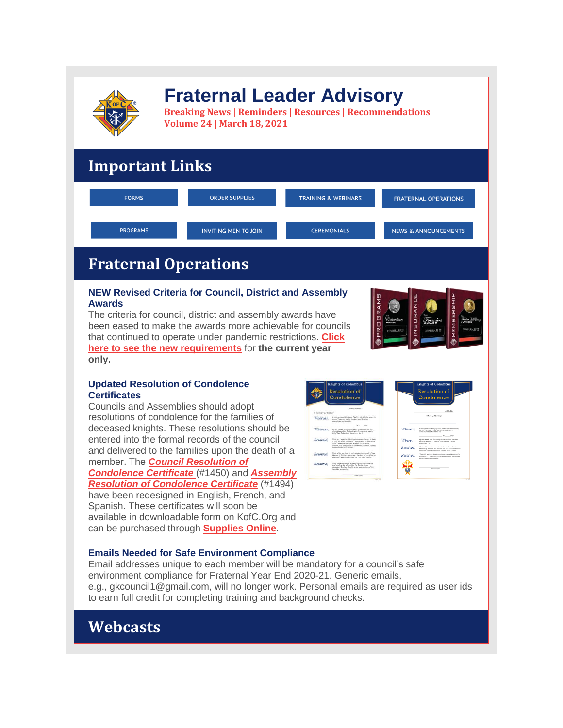# Fraternal Leader Advisory

**Breaking News | Reminders | Resources | Recommendations**
**Volume 24 | March 18, 2021**

## Important Links

FORMS | ORDER SUPPLIES | TRAINING & WEBINARS | FRATERNAL OPERATIONS

PROGRAMS | INVITING MEN TO JOIN | CEREMONIALS | NEWS & ANNOUNCEMENTS

## Fraternal Operations

### NEW Revised Criteria for Council, District and Assembly Awards

The criteria for council, district and assembly awards have been eased to make the awards more achievable for councils that continued to operate under pandemic restrictions. **Click here to see the new requirements** for **the current year only.**

### Updated Resolution of Condolence Certificates

Councils and Assemblies should adopt resolutions of condolence for the families of deceased knights. These resolutions should be entered into the formal records of the council and delivered to the families upon the death of a member. The ***Council Resolution of Condolence Certificate*** (#1450) and ***Assembly Resolution of Condolence Certificate*** (#1494) have been redesigned in English, French, and Spanish. These certificates will soon be available in downloadable form on KofC.Org and can be purchased through **Supplies Online**.

### Emails Needed for Safe Environment Compliance

Email addresses unique to each member will be mandatory for a council's safe environment compliance for Fraternal Year End 2020-21. Generic emails, e.g., gkcouncil1@gmail.com, will no longer work. Personal emails are required as user ids to earn full credit for completing training and background checks.

## Webcasts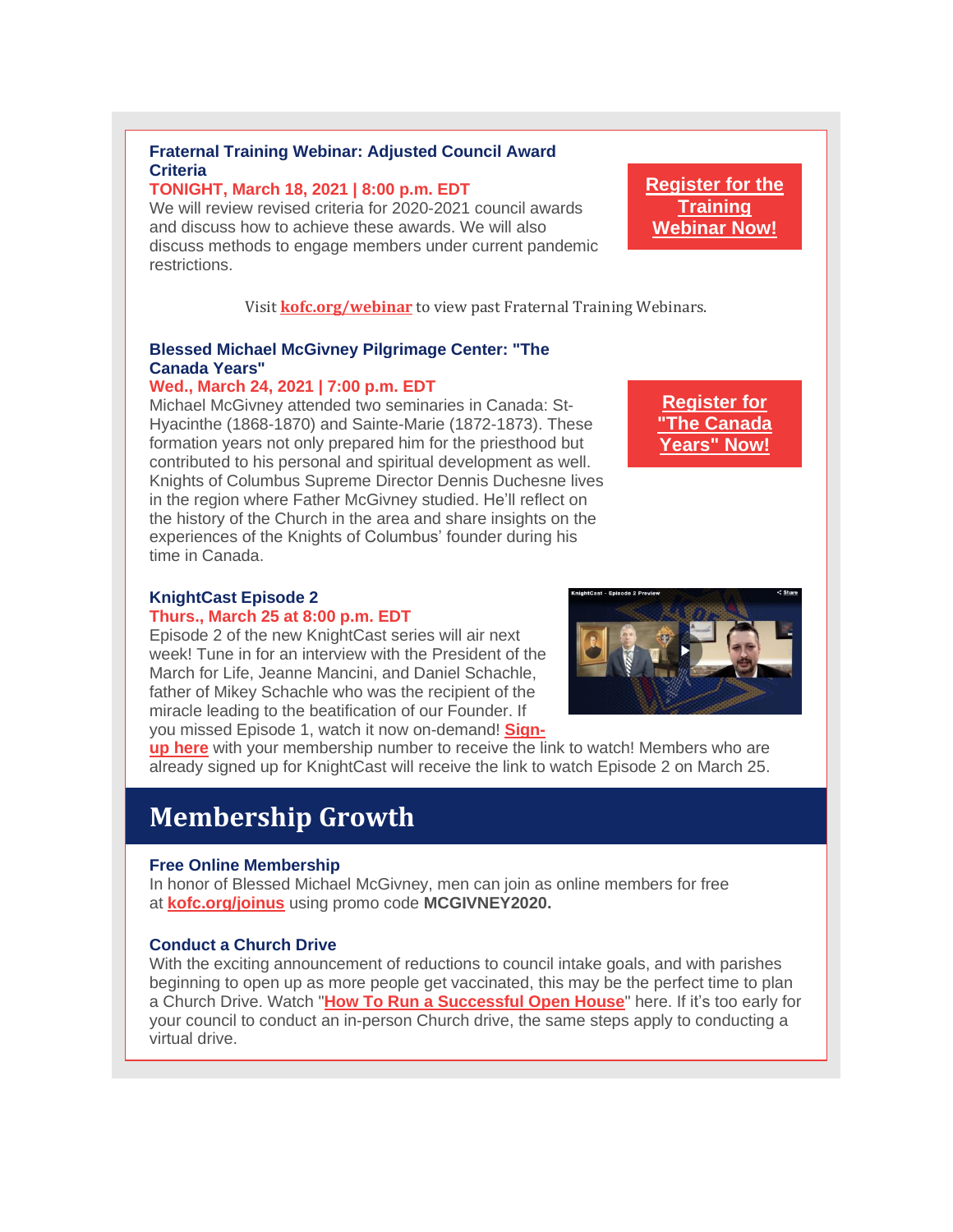### Fraternal Training Webinar: Adjusted Council Award Criteria

**TONIGHT, March 18, 2021 | 8:00 p.m. EDT**

We will review revised criteria for 2020-2021 council awards and discuss how to achieve these awards. We will also discuss methods to engage members under current pandemic restrictions.

**Register for the Training Webinar Now!**

Visit **kofc.org/webinar** to view past Fraternal Training Webinars.

### Blessed Michael McGivney Pilgrimage Center: "The Canada Years"

**Wed., March 24, 2021 | 7:00 p.m. EDT**

Michael McGivney attended two seminaries in Canada: St-Hyacinthe (1868-1870) and Sainte-Marie (1872-1873). These formation years not only prepared him for the priesthood but contributed to his personal and spiritual development as well. Knights of Columbus Supreme Director Dennis Duchesne lives in the region where Father McGivney studied. He'll reflect on the history of the Church in the area and share insights on the experiences of the Knights of Columbus' founder during his time in Canada.

**Register for "The Canada Years" Now!**

### KnightCast Episode 2

**Thurs., March 25 at 8:00 p.m. EDT**

Episode 2 of the new KnightCast series will air next week! Tune in for an interview with the President of the March for Life, Jeanne Mancini, and Daniel Schachle, father of Mikey Schachle who was the recipient of the miracle leading to the beatification of our Founder. If you missed Episode 1, watch it now on-demand! **Sign-up here** with your membership number to receive the link to watch! Members who are already signed up for KnightCast will receive the link to watch Episode 2 on March 25.

## Membership Growth

### Free Online Membership

In honor of Blessed Michael McGivney, men can join as online members for free at **kofc.org/joinus** using promo code **MCGIVNEY2020.**

### Conduct a Church Drive

With the exciting announcement of reductions to council intake goals, and with parishes beginning to open up as more people get vaccinated, this may be the perfect time to plan a Church Drive. Watch "**How To Run a Successful Open House**" here. If it's too early for your council to conduct an in-person Church drive, the same steps apply to conducting a virtual drive.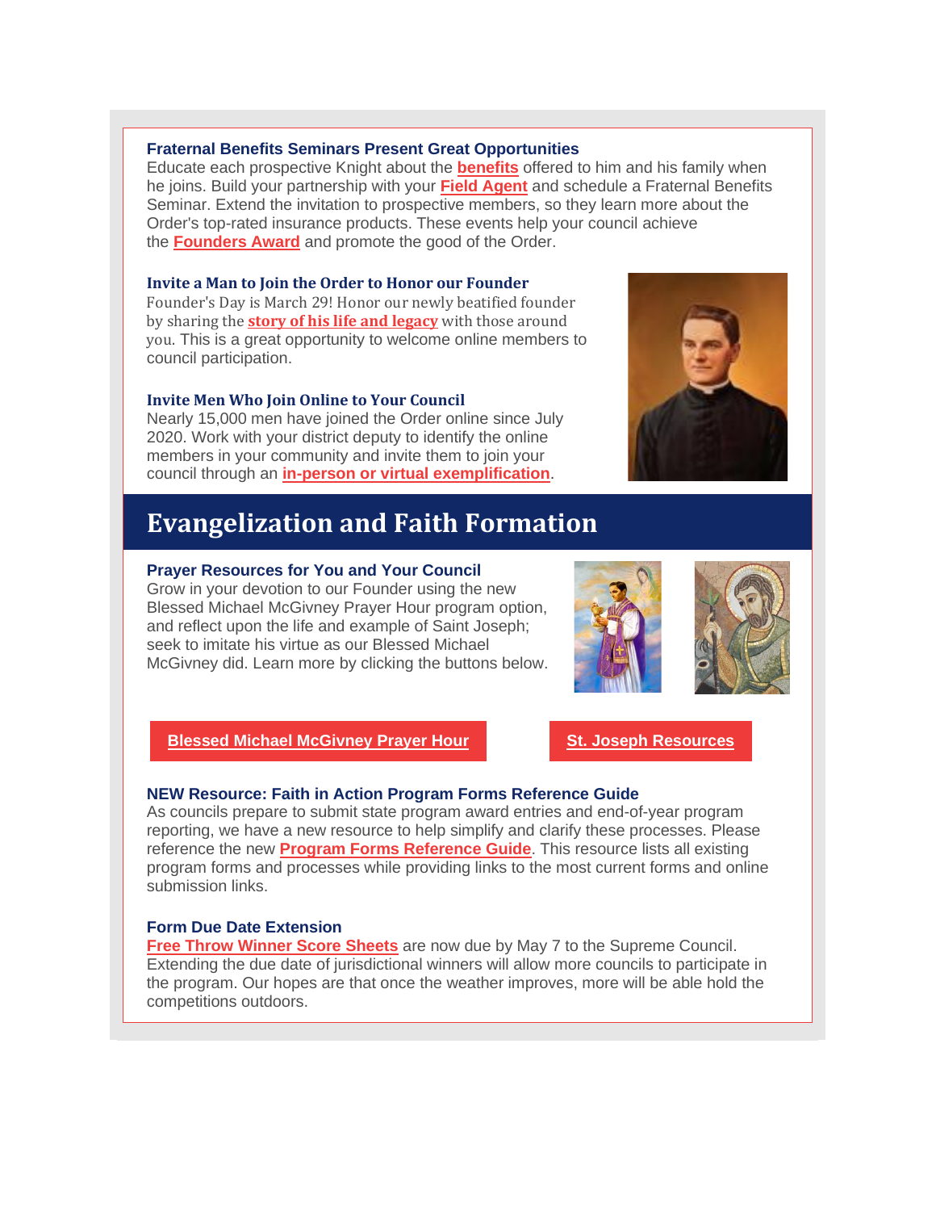### Fraternal Benefits Seminars Present Great Opportunities

Educate each prospective Knight about the **benefits** offered to him and his family when he joins. Build your partnership with your **Field Agent** and schedule a Fraternal Benefits Seminar. Extend the invitation to prospective members, so they learn more about the Order's top-rated insurance products. These events help your council achieve the **Founders Award** and promote the good of the Order.

### Invite a Man to Join the Order to Honor our Founder

Founder's Day is March 29! Honor our newly beatified founder by sharing the **story of his life and legacy** with those around you. This is a great opportunity to welcome online members to council participation.

### Invite Men Who Join Online to Your Council

Nearly 15,000 men have joined the Order online since July 2020. Work with your district deputy to identify the online members in your community and invite them to join your council through an **in-person or virtual exemplification**.

## Evangelization and Faith Formation

### Prayer Resources for You and Your Council

Grow in your devotion to our Founder using the new Blessed Michael McGivney Prayer Hour program option, and reflect upon the life and example of Saint Joseph; seek to imitate his virtue as our Blessed Michael McGivney did. Learn more by clicking the buttons below.

**Blessed Michael McGivney Prayer Hour**

**St. Joseph Resources**

### NEW Resource: Faith in Action Program Forms Reference Guide

As councils prepare to submit state program award entries and end-of-year program reporting, we have a new resource to help simplify and clarify these processes. Please reference the new **Program Forms Reference Guide**. This resource lists all existing program forms and processes while providing links to the most current forms and online submission links.

### Form Due Date Extension

**Free Throw Winner Score Sheets** are now due by May 7 to the Supreme Council. Extending the due date of jurisdictional winners will allow more councils to participate in the program. Our hopes are that once the weather improves, more will be able hold the competitions outdoors.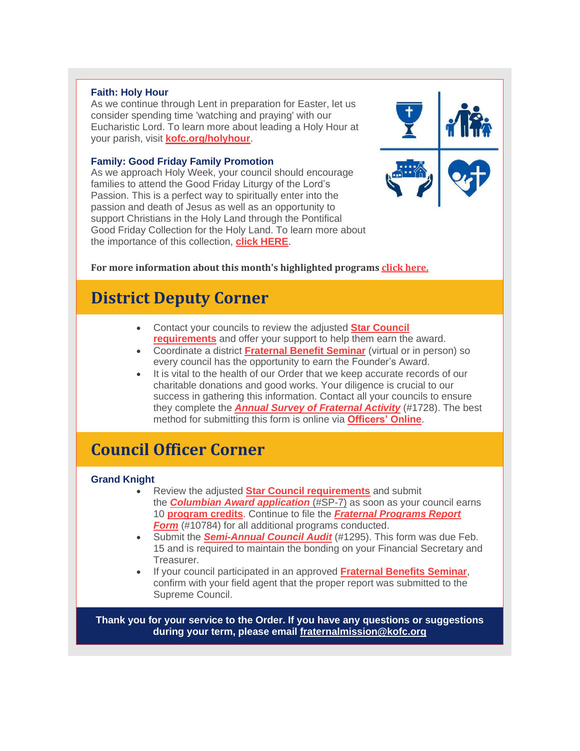### Faith: Holy Hour

As we continue through Lent in preparation for Easter, let us consider spending time 'watching and praying' with our Eucharistic Lord. To learn more about leading a Holy Hour at your parish, visit **kofc.org/holyhour**.

### Family: Good Friday Family Promotion

As we approach Holy Week, your council should encourage families to attend the Good Friday Liturgy of the Lord's Passion. This is a perfect way to spiritually enter into the passion and death of Jesus as well as an opportunity to support Christians in the Holy Land through the Pontifical Good Friday Collection for the Holy Land. To learn more about the importance of this collection, **click HERE**.

**For more information about this month's highlighted programs click here.**

## District Deputy Corner

- Contact your councils to review the adjusted **Star Council requirements** and offer your support to help them earn the award.
- Coordinate a district **Fraternal Benefit Seminar** (virtual or in person) so every council has the opportunity to earn the Founder's Award.
- It is vital to the health of our Order that we keep accurate records of our charitable donations and good works. Your diligence is crucial to our success in gathering this information. Contact all your councils to ensure they complete the ***Annual Survey of Fraternal Activity*** (#1728). The best method for submitting this form is online via **Officers' Online**.

## Council Officer Corner

### Grand Knight

- Review the adjusted **Star Council requirements** and submit the ***Columbian Award application*** (#SP-7) as soon as your council earns 10 **program credits**. Continue to file the ***Fraternal Programs Report Form*** (#10784) for all additional programs conducted.
- Submit the ***Semi-Annual Council Audit*** (#1295). This form was due Feb. 15 and is required to maintain the bonding on your Financial Secretary and Treasurer.
- If your council participated in an approved **Fraternal Benefits Seminar**, confirm with your field agent that the proper report was submitted to the Supreme Council.

**Thank you for your service to the Order. If you have any questions or suggestions during your term, please email fraternalmission@kofc.org**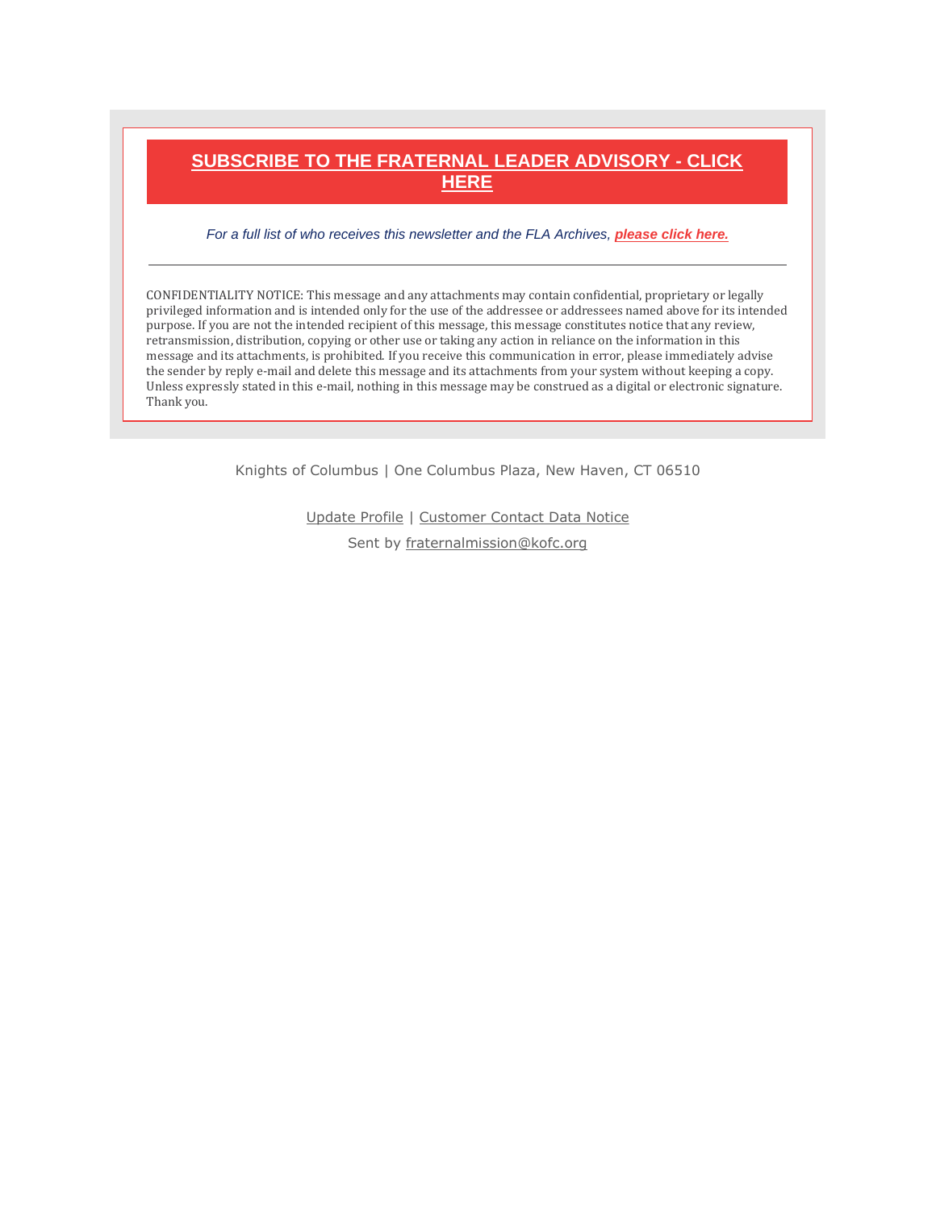**[SUBSCRIBE TO THE FRATERNAL LEADER ADVISORY - CLICK HERE](#)**

*For a full list of who receives this newsletter and the FLA Archives, **please click here.***

---

CONFIDENTIALITY NOTICE: This message and any attachments may contain confidential, proprietary or legally privileged information and is intended only for the use of the addressee or addressees named above for its intended purpose. If you are not the intended recipient of this message, this message constitutes notice that any review, retransmission, distribution, copying or other use or taking any action in reliance on the information in this message and its attachments, is prohibited. If you receive this communication in error, please immediately advise the sender by reply e-mail and delete this message and its attachments from your system without keeping a copy. Unless expressly stated in this e-mail, nothing in this message may be construed as a digital or electronic signature. Thank you.

Knights of Columbus | One Columbus Plaza, New Haven, CT 06510

Update Profile | Customer Contact Data Notice

Sent by fraternalmission@kofc.org